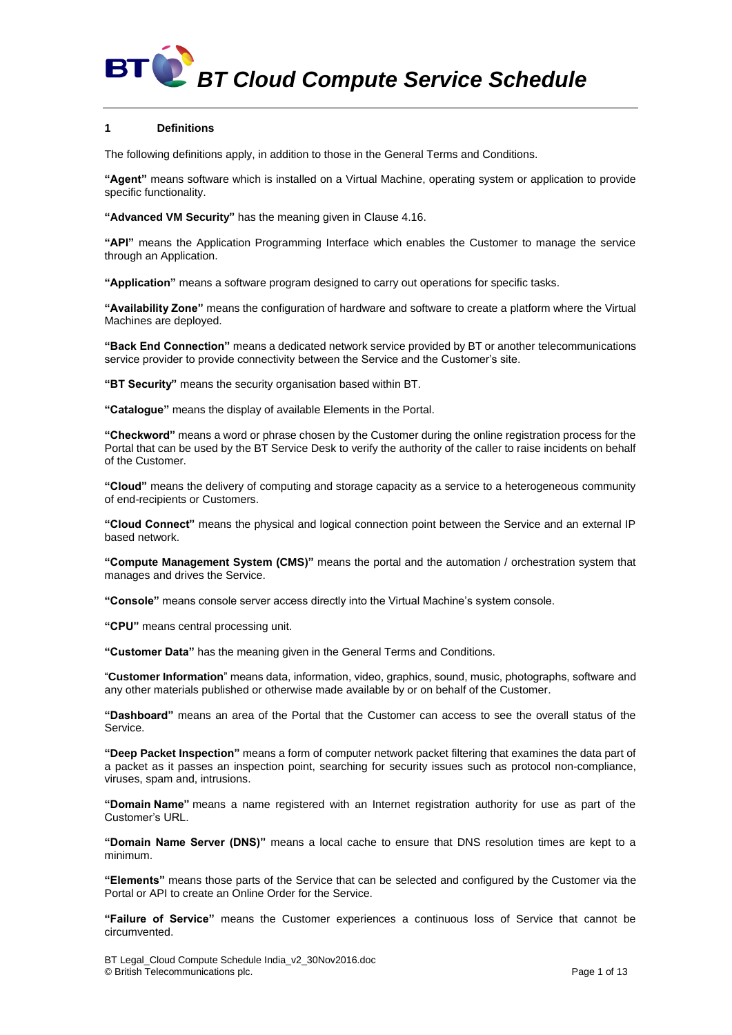# BT Cloud Compute Service Schedule

## 1 Definitions

The following definitions apply, in addition to those in the General Terms and Conditions.

**"Agent"** means software which is installed on a Virtual Machine, operating system or application to provide specific functionality.

**"Advanced VM Security"** has the meaning given in Clause 4.16.

**"API"** means the Application Programming Interface which enables the Customer to manage the service through an Application.

**"Application"** means a software program designed to carry out operations for specific tasks.

**"Availability Zone"** means the configuration of hardware and software to create a platform where the Virtual Machines are deployed.

**"Back End Connection"** means a dedicated network service provided by BT or another telecommunications service provider to provide connectivity between the Service and the Customer's site.

**"BT Security"** means the security organisation based within BT.

**"Catalogue"** means the display of available Elements in the Portal.

**"Checkword"** means a word or phrase chosen by the Customer during the online registration process for the Portal that can be used by the BT Service Desk to verify the authority of the caller to raise incidents on behalf of the Customer.

**"Cloud"** means the delivery of computing and storage capacity as a service to a heterogeneous community of end-recipients or Customers.

**"Cloud Connect"** means the physical and logical connection point between the Service and an external IP based network.

**"Compute Management System (CMS)"** means the portal and the automation / orchestration system that manages and drives the Service.

**"Console"** means console server access directly into the Virtual Machine's system console.

**"CPU"** means central processing unit.

**"Customer Data"** has the meaning given in the General Terms and Conditions.

"**Customer Information**" means data, information, video, graphics, sound, music, photographs, software and any other materials published or otherwise made available by or on behalf of the Customer.

**"Dashboard"** means an area of the Portal that the Customer can access to see the overall status of the Service.

**"Deep Packet Inspection"** means a form of computer network packet filtering that examines the data part of a packet as it passes an inspection point, searching for security issues such as protocol non-compliance, viruses, spam and, intrusions.

**"Domain Name"** means a name registered with an Internet registration authority for use as part of the Customer's URL.

**"Domain Name Server (DNS)"** means a local cache to ensure that DNS resolution times are kept to a minimum.

**"Elements"** means those parts of the Service that can be selected and configured by the Customer via the Portal or API to create an Online Order for the Service.

**"Failure of Service"** means the Customer experiences a continuous loss of Service that cannot be circumvented.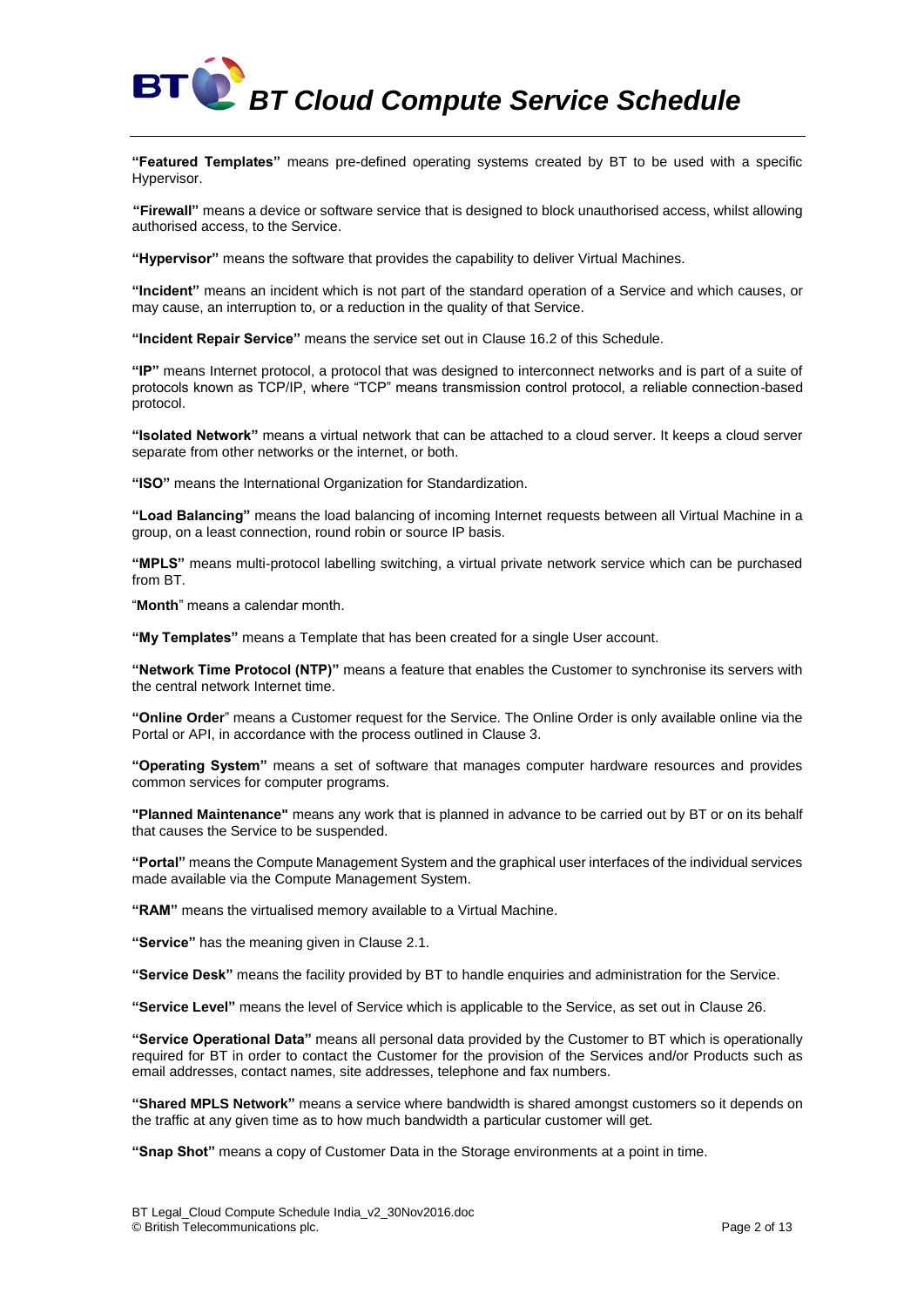**"Featured Templates"** means pre-defined operating systems created by BT to be used with a specific Hypervisor.

**"Firewall"** means a device or software service that is designed to block unauthorised access, whilst allowing authorised access, to the Service.

**"Hypervisor"** means the software that provides the capability to deliver Virtual Machines.

**"Incident"** means an incident which is not part of the standard operation of a Service and which causes, or may cause, an interruption to, or a reduction in the quality of that Service.

**"Incident Repair Service"** means the service set out in Clause 16.2 of this Schedule.

**"IP"** means Internet protocol, a protocol that was designed to interconnect networks and is part of a suite of protocols known as TCP/IP, where "TCP" means transmission control protocol, a reliable connection-based protocol.

**"Isolated Network"** means a virtual network that can be attached to a cloud server. It keeps a cloud server separate from other networks or the internet, or both.

**"ISO"** means the International Organization for Standardization.

**"Load Balancing"** means the load balancing of incoming Internet requests between all Virtual Machine in a group, on a least connection, round robin or source IP basis.

**"MPLS"** means multi-protocol labelling switching, a virtual private network service which can be purchased from BT.

"**Month**" means a calendar month.

**"My Templates"** means a Template that has been created for a single User account.

**"Network Time Protocol (NTP)"** means a feature that enables the Customer to synchronise its servers with the central network Internet time.

**"Online Order**" means a Customer request for the Service. The Online Order is only available online via the Portal or API, in accordance with the process outlined in Clause 3.

**"Operating System"** means a set of software that manages computer hardware resources and provides common services for computer programs.

**"Planned Maintenance"** means any work that is planned in advance to be carried out by BT or on its behalf that causes the Service to be suspended.

**"Portal"** means the Compute Management System and the graphical user interfaces of the individual services made available via the Compute Management System.

**"RAM"** means the virtualised memory available to a Virtual Machine.

**"Service"** has the meaning given in Clause 2.1.

**"Service Desk"** means the facility provided by BT to handle enquiries and administration for the Service.

**"Service Level"** means the level of Service which is applicable to the Service, as set out in Clause 26.

**"Service Operational Data"** means all personal data provided by the Customer to BT which is operationally required for BT in order to contact the Customer for the provision of the Services and/or Products such as email addresses, contact names, site addresses, telephone and fax numbers.

**"Shared MPLS Network"** means a service where bandwidth is shared amongst customers so it depends on the traffic at any given time as to how much bandwidth a particular customer will get.

**"Snap Shot"** means a copy of Customer Data in the Storage environments at a point in time.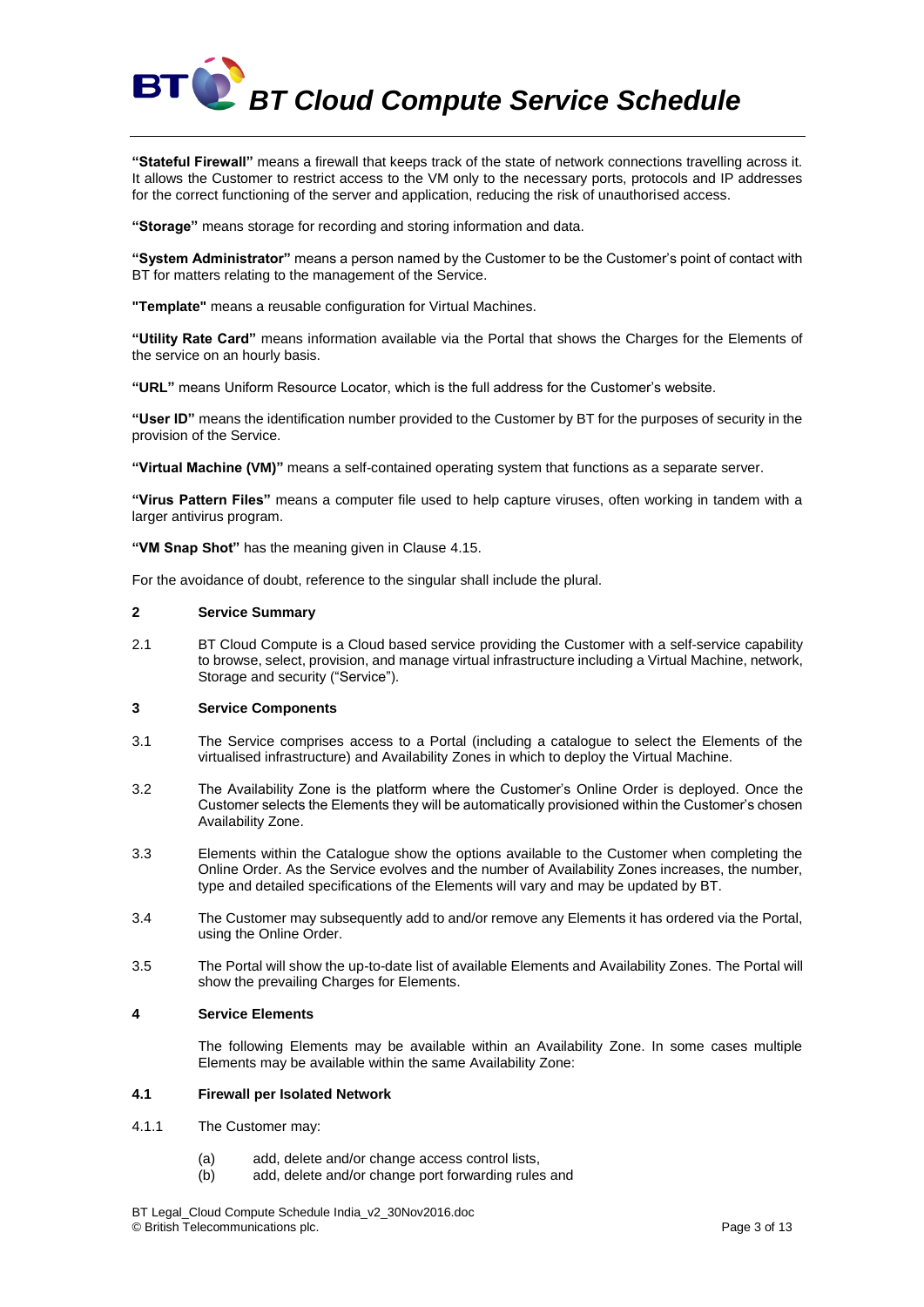**"Stateful Firewall"** means a firewall that keeps track of the state of network connections travelling across it. It allows the Customer to restrict access to the VM only to the necessary ports, protocols and IP addresses for the correct functioning of the server and application, reducing the risk of unauthorised access.

**"Storage"** means storage for recording and storing information and data.

**"System Administrator"** means a person named by the Customer to be the Customer's point of contact with BT for matters relating to the management of the Service.

**"Template"** means a reusable configuration for Virtual Machines.

**"Utility Rate Card"** means information available via the Portal that shows the Charges for the Elements of the service on an hourly basis.

**"URL"** means Uniform Resource Locator, which is the full address for the Customer's website.

**"User ID"** means the identification number provided to the Customer by BT for the purposes of security in the provision of the Service.

**"Virtual Machine (VM)"** means a self-contained operating system that functions as a separate server.

**"Virus Pattern Files"** means a computer file used to help capture viruses, often working in tandem with a larger antivirus program.

**"VM Snap Shot"** has the meaning given in Clause 4.15.

For the avoidance of doubt, reference to the singular shall include the plural.

## 2 Service Summary

2.1 BT Cloud Compute is a Cloud based service providing the Customer with a self-service capability to browse, select, provision, and manage virtual infrastructure including a Virtual Machine, network, Storage and security ("Service").

## 3 Service Components

3.1 The Service comprises access to a Portal (including a catalogue to select the Elements of the virtualised infrastructure) and Availability Zones in which to deploy the Virtual Machine.

3.2 The Availability Zone is the platform where the Customer's Online Order is deployed. Once the Customer selects the Elements they will be automatically provisioned within the Customer's chosen Availability Zone.

3.3 Elements within the Catalogue show the options available to the Customer when completing the Online Order. As the Service evolves and the number of Availability Zones increases, the number, type and detailed specifications of the Elements will vary and may be updated by BT.

3.4 The Customer may subsequently add to and/or remove any Elements it has ordered via the Portal, using the Online Order.

3.5 The Portal will show the up-to-date list of available Elements and Availability Zones. The Portal will show the prevailing Charges for Elements.

## 4 Service Elements

The following Elements may be available within an Availability Zone. In some cases multiple Elements may be available within the same Availability Zone:

### 4.1 Firewall per Isolated Network

4.1.1 The Customer may:

(a) add, delete and/or change access control lists,
(b) add, delete and/or change port forwarding rules and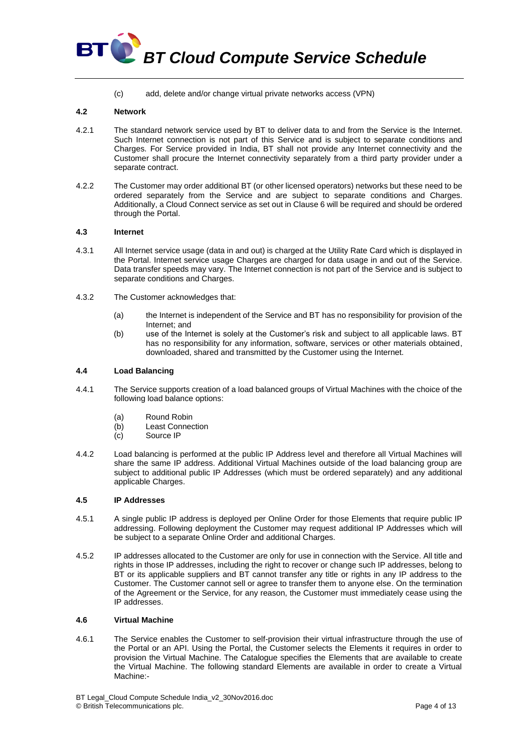(c) add, delete and/or change virtual private networks access (VPN)

### 4.2 Network

4.2.1 The standard network service used by BT to deliver data to and from the Service is the Internet. Such Internet connection is not part of this Service and is subject to separate conditions and Charges. For Service provided in India, BT shall not provide any Internet connectivity and the Customer shall procure the Internet connectivity separately from a third party provider under a separate contract.

4.2.2 The Customer may order additional BT (or other licensed operators) networks but these need to be ordered separately from the Service and are subject to separate conditions and Charges. Additionally, a Cloud Connect service as set out in Clause 6 will be required and should be ordered through the Portal.

### 4.3 Internet

4.3.1 All Internet service usage (data in and out) is charged at the Utility Rate Card which is displayed in the Portal. Internet service usage Charges are charged for data usage in and out of the Service. Data transfer speeds may vary. The Internet connection is not part of the Service and is subject to separate conditions and Charges.

4.3.2 The Customer acknowledges that:

(a) the Internet is independent of the Service and BT has no responsibility for provision of the Internet; and

(b) use of the Internet is solely at the Customer's risk and subject to all applicable laws. BT has no responsibility for any information, software, services or other materials obtained, downloaded, shared and transmitted by the Customer using the Internet.

### 4.4 Load Balancing

4.4.1 The Service supports creation of a load balanced groups of Virtual Machines with the choice of the following load balance options:

(a) Round Robin
(b) Least Connection
(c) Source IP

4.4.2 Load balancing is performed at the public IP Address level and therefore all Virtual Machines will share the same IP address. Additional Virtual Machines outside of the load balancing group are subject to additional public IP Addresses (which must be ordered separately) and any additional applicable Charges.

### 4.5 IP Addresses

4.5.1 A single public IP address is deployed per Online Order for those Elements that require public IP addressing. Following deployment the Customer may request additional IP Addresses which will be subject to a separate Online Order and additional Charges.

4.5.2 IP addresses allocated to the Customer are only for use in connection with the Service. All title and rights in those IP addresses, including the right to recover or change such IP addresses, belong to BT or its applicable suppliers and BT cannot transfer any title or rights in any IP address to the Customer. The Customer cannot sell or agree to transfer them to anyone else. On the termination of the Agreement or the Service, for any reason, the Customer must immediately cease using the IP addresses.

### 4.6 Virtual Machine

4.6.1 The Service enables the Customer to self-provision their virtual infrastructure through the use of the Portal or an API. Using the Portal, the Customer selects the Elements it requires in order to provision the Virtual Machine. The Catalogue specifies the Elements that are available to create the Virtual Machine. The following standard Elements are available in order to create a Virtual Machine:-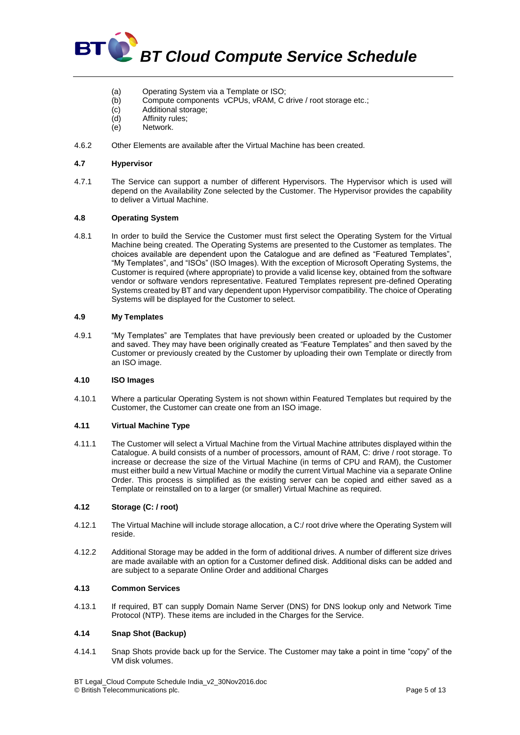(a) Operating System via a Template or ISO;
(b) Compute components vCPUs, vRAM, C drive / root storage etc.;
(c) Additional storage;
(d) Affinity rules;
(e) Network.

4.6.2 Other Elements are available after the Virtual Machine has been created.

### 4.7 Hypervisor

4.7.1 The Service can support a number of different Hypervisors. The Hypervisor which is used will depend on the Availability Zone selected by the Customer. The Hypervisor provides the capability to deliver a Virtual Machine.

### 4.8 Operating System

4.8.1 In order to build the Service the Customer must first select the Operating System for the Virtual Machine being created. The Operating Systems are presented to the Customer as templates. The choices available are dependent upon the Catalogue and are defined as "Featured Templates", "My Templates", and "ISOs" (ISO Images). With the exception of Microsoft Operating Systems, the Customer is required (where appropriate) to provide a valid license key, obtained from the software vendor or software vendors representative. Featured Templates represent pre-defined Operating Systems created by BT and vary dependent upon Hypervisor compatibility. The choice of Operating Systems will be displayed for the Customer to select.

### 4.9 My Templates

4.9.1 "My Templates" are Templates that have previously been created or uploaded by the Customer and saved. They may have been originally created as "Feature Templates" and then saved by the Customer or previously created by the Customer by uploading their own Template or directly from an ISO image.

### 4.10 ISO Images

4.10.1 Where a particular Operating System is not shown within Featured Templates but required by the Customer, the Customer can create one from an ISO image.

### 4.11 Virtual Machine Type

4.11.1 The Customer will select a Virtual Machine from the Virtual Machine attributes displayed within the Catalogue. A build consists of a number of processors, amount of RAM, C: drive / root storage. To increase or decrease the size of the Virtual Machine (in terms of CPU and RAM), the Customer must either build a new Virtual Machine or modify the current Virtual Machine via a separate Online Order. This process is simplified as the existing server can be copied and either saved as a Template or reinstalled on to a larger (or smaller) Virtual Machine as required.

### 4.12 Storage (C: / root)

4.12.1 The Virtual Machine will include storage allocation, a C:/ root drive where the Operating System will reside.

4.12.2 Additional Storage may be added in the form of additional drives. A number of different size drives are made available with an option for a Customer defined disk. Additional disks can be added and are subject to a separate Online Order and additional Charges

### 4.13 Common Services

4.13.1 If required, BT can supply Domain Name Server (DNS) for DNS lookup only and Network Time Protocol (NTP). These items are included in the Charges for the Service.

### 4.14 Snap Shot (Backup)

4.14.1 Snap Shots provide back up for the Service. The Customer may take a point in time "copy" of the VM disk volumes.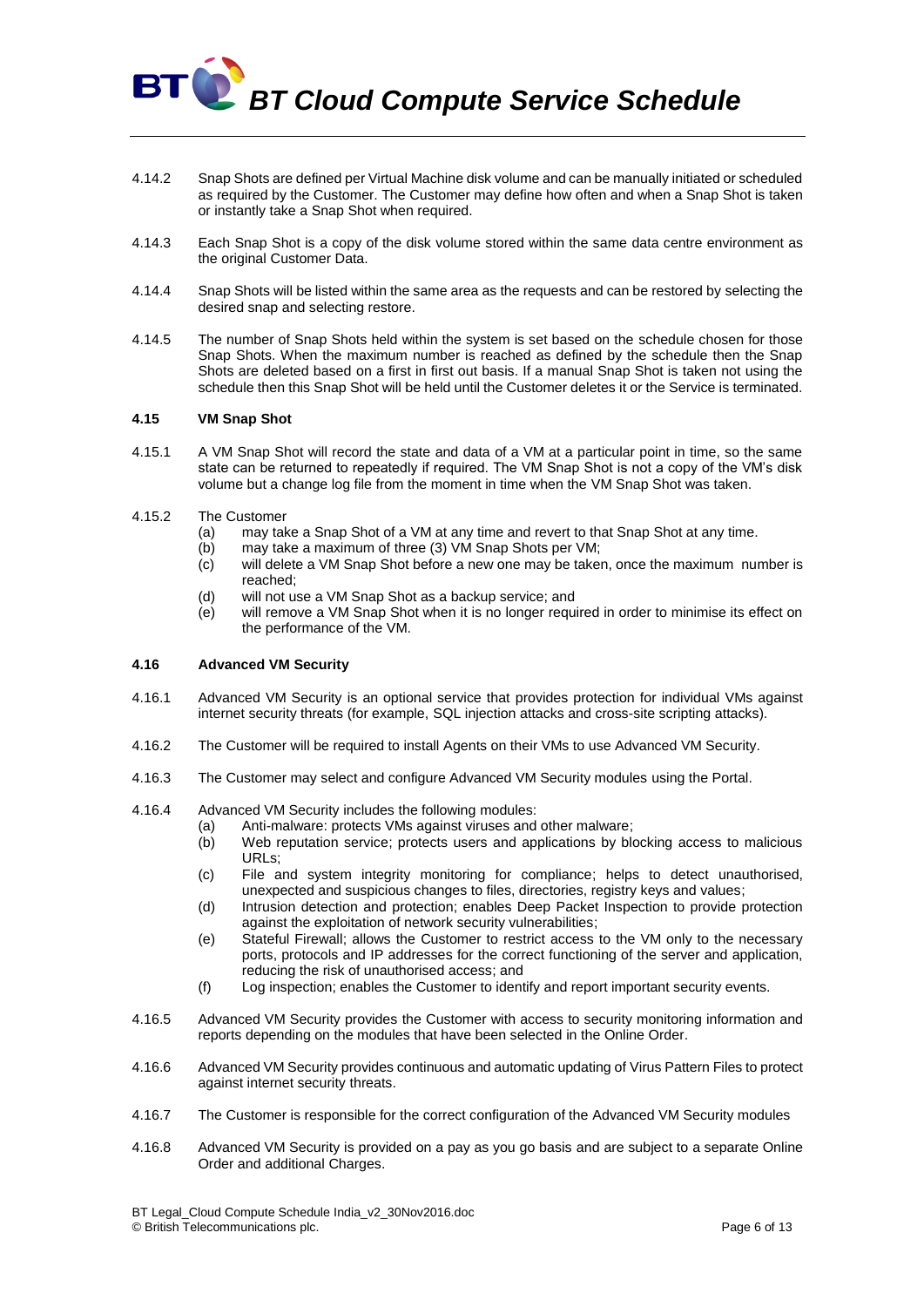4.14.2 Snap Shots are defined per Virtual Machine disk volume and can be manually initiated or scheduled as required by the Customer. The Customer may define how often and when a Snap Shot is taken or instantly take a Snap Shot when required.

4.14.3 Each Snap Shot is a copy of the disk volume stored within the same data centre environment as the original Customer Data.

4.14.4 Snap Shots will be listed within the same area as the requests and can be restored by selecting the desired snap and selecting restore.

4.14.5 The number of Snap Shots held within the system is set based on the schedule chosen for those Snap Shots. When the maximum number is reached as defined by the schedule then the Snap Shots are deleted based on a first in first out basis. If a manual Snap Shot is taken not using the schedule then this Snap Shot will be held until the Customer deletes it or the Service is terminated.

### 4.15 VM Snap Shot

4.15.1 A VM Snap Shot will record the state and data of a VM at a particular point in time, so the same state can be returned to repeatedly if required. The VM Snap Shot is not a copy of the VM's disk volume but a change log file from the moment in time when the VM Snap Shot was taken.

4.15.2 The Customer

(a) may take a Snap Shot of a VM at any time and revert to that Snap Shot at any time.
(b) may take a maximum of three (3) VM Snap Shots per VM;
(c) will delete a VM Snap Shot before a new one may be taken, once the maximum number is reached;
(d) will not use a VM Snap Shot as a backup service; and
(e) will remove a VM Snap Shot when it is no longer required in order to minimise its effect on the performance of the VM.

### 4.16 Advanced VM Security

4.16.1 Advanced VM Security is an optional service that provides protection for individual VMs against internet security threats (for example, SQL injection attacks and cross-site scripting attacks).

4.16.2 The Customer will be required to install Agents on their VMs to use Advanced VM Security.

4.16.3 The Customer may select and configure Advanced VM Security modules using the Portal.

4.16.4 Advanced VM Security includes the following modules:

(a) Anti-malware: protects VMs against viruses and other malware;
(b) Web reputation service; protects users and applications by blocking access to malicious URLs;
(c) File and system integrity monitoring for compliance; helps to detect unauthorised, unexpected and suspicious changes to files, directories, registry keys and values;
(d) Intrusion detection and protection; enables Deep Packet Inspection to provide protection against the exploitation of network security vulnerabilities;
(e) Stateful Firewall; allows the Customer to restrict access to the VM only to the necessary ports, protocols and IP addresses for the correct functioning of the server and application, reducing the risk of unauthorised access; and
(f) Log inspection; enables the Customer to identify and report important security events.

4.16.5 Advanced VM Security provides the Customer with access to security monitoring information and reports depending on the modules that have been selected in the Online Order.

4.16.6 Advanced VM Security provides continuous and automatic updating of Virus Pattern Files to protect against internet security threats.

4.16.7 The Customer is responsible for the correct configuration of the Advanced VM Security modules

4.16.8 Advanced VM Security is provided on a pay as you go basis and are subject to a separate Online Order and additional Charges.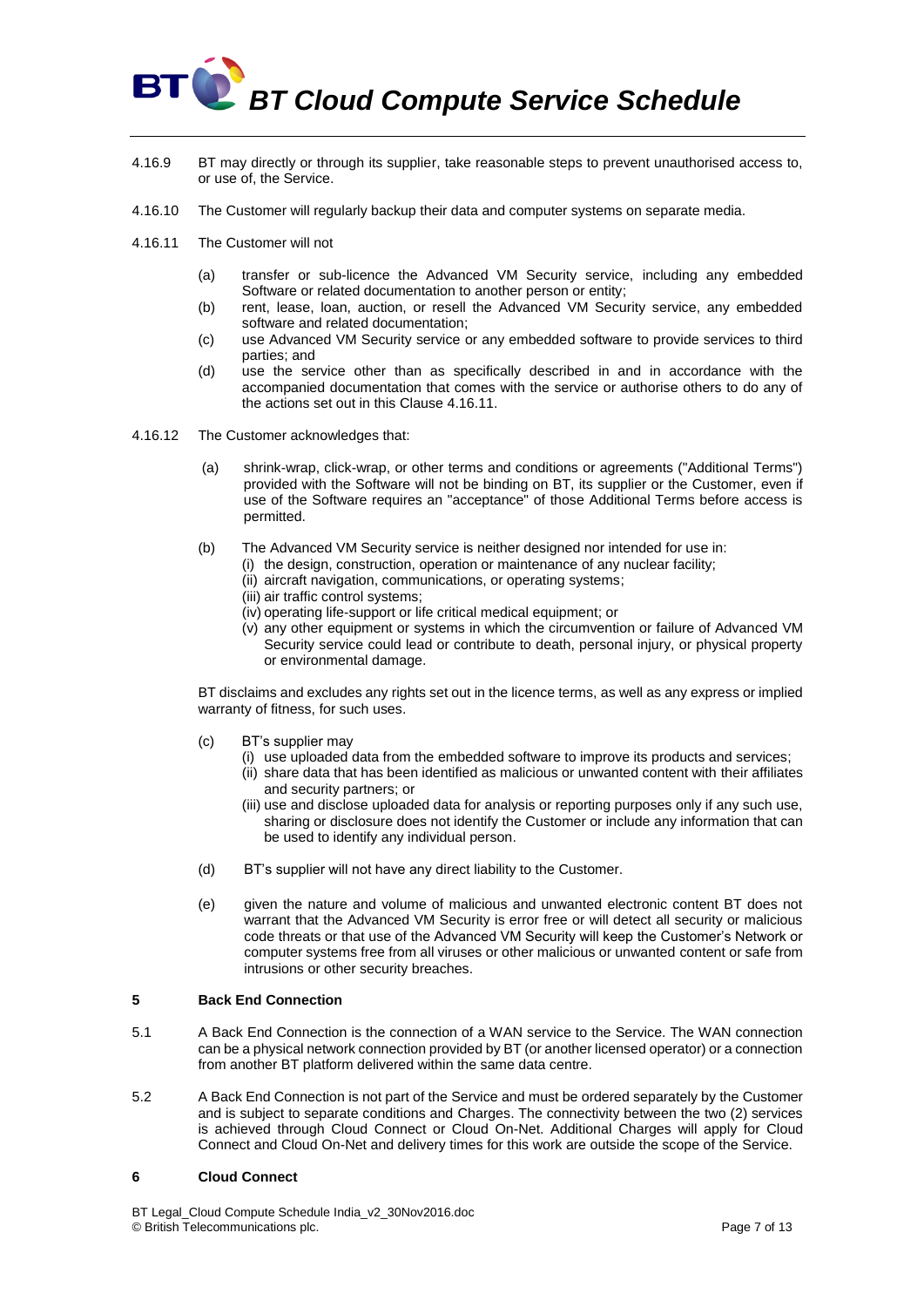4.16.9 BT may directly or through its supplier, take reasonable steps to prevent unauthorised access to, or use of, the Service.

4.16.10 The Customer will regularly backup their data and computer systems on separate media.

4.16.11 The Customer will not

(a) transfer or sub-licence the Advanced VM Security service, including any embedded Software or related documentation to another person or entity;
(b) rent, lease, loan, auction, or resell the Advanced VM Security service, any embedded software and related documentation;
(c) use Advanced VM Security service or any embedded software to provide services to third parties; and
(d) use the service other than as specifically described in and in accordance with the accompanied documentation that comes with the service or authorise others to do any of the actions set out in this Clause 4.16.11.

4.16.12 The Customer acknowledges that:

(a) shrink-wrap, click-wrap, or other terms and conditions or agreements ("Additional Terms") provided with the Software will not be binding on BT, its supplier or the Customer, even if use of the Software requires an "acceptance" of those Additional Terms before access is permitted.

(b) The Advanced VM Security service is neither designed nor intended for use in:
(i) the design, construction, operation or maintenance of any nuclear facility;
(ii) aircraft navigation, communications, or operating systems;
(iii) air traffic control systems;
(iv) operating life-support or life critical medical equipment; or
(v) any other equipment or systems in which the circumvention or failure of Advanced VM Security service could lead or contribute to death, personal injury, or physical property or environmental damage.

BT disclaims and excludes any rights set out in the licence terms, as well as any express or implied warranty of fitness, for such uses.

(c) BT's supplier may
(i) use uploaded data from the embedded software to improve its products and services;
(ii) share data that has been identified as malicious or unwanted content with their affiliates and security partners; or
(iii) use and disclose uploaded data for analysis or reporting purposes only if any such use, sharing or disclosure does not identify the Customer or include any information that can be used to identify any individual person.

(d) BT's supplier will not have any direct liability to the Customer.

(e) given the nature and volume of malicious and unwanted electronic content BT does not warrant that the Advanced VM Security is error free or will detect all security or malicious code threats or that use of the Advanced VM Security will keep the Customer's Network or computer systems free from all viruses or other malicious or unwanted content or safe from intrusions or other security breaches.

## 5 Back End Connection

5.1 A Back End Connection is the connection of a WAN service to the Service. The WAN connection can be a physical network connection provided by BT (or another licensed operator) or a connection from another BT platform delivered within the same data centre.

5.2 A Back End Connection is not part of the Service and must be ordered separately by the Customer and is subject to separate conditions and Charges. The connectivity between the two (2) services is achieved through Cloud Connect or Cloud On-Net. Additional Charges will apply for Cloud Connect and Cloud On-Net and delivery times for this work are outside the scope of the Service.

## 6 Cloud Connect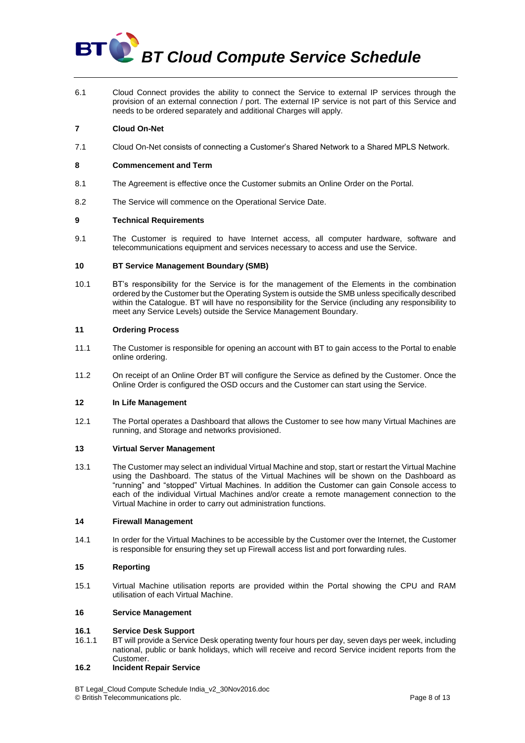6.1 Cloud Connect provides the ability to connect the Service to external IP services through the provision of an external connection / port. The external IP service is not part of this Service and needs to be ordered separately and additional Charges will apply.

## 7 Cloud On-Net

7.1 Cloud On-Net consists of connecting a Customer's Shared Network to a Shared MPLS Network.

## 8 Commencement and Term

8.1 The Agreement is effective once the Customer submits an Online Order on the Portal.

8.2 The Service will commence on the Operational Service Date.

## 9 Technical Requirements

9.1 The Customer is required to have Internet access, all computer hardware, software and telecommunications equipment and services necessary to access and use the Service.

## 10 BT Service Management Boundary (SMB)

10.1 BT's responsibility for the Service is for the management of the Elements in the combination ordered by the Customer but the Operating System is outside the SMB unless specifically described within the Catalogue. BT will have no responsibility for the Service (including any responsibility to meet any Service Levels) outside the Service Management Boundary.

## 11 Ordering Process

11.1 The Customer is responsible for opening an account with BT to gain access to the Portal to enable online ordering.

11.2 On receipt of an Online Order BT will configure the Service as defined by the Customer. Once the Online Order is configured the OSD occurs and the Customer can start using the Service.

## 12 In Life Management

12.1 The Portal operates a Dashboard that allows the Customer to see how many Virtual Machines are running, and Storage and networks provisioned.

## 13 Virtual Server Management

13.1 The Customer may select an individual Virtual Machine and stop, start or restart the Virtual Machine using the Dashboard. The status of the Virtual Machines will be shown on the Dashboard as "running" and "stopped" Virtual Machines. In addition the Customer can gain Console access to each of the individual Virtual Machines and/or create a remote management connection to the Virtual Machine in order to carry out administration functions.

## 14 Firewall Management

14.1 In order for the Virtual Machines to be accessible by the Customer over the Internet, the Customer is responsible for ensuring they set up Firewall access list and port forwarding rules.

## 15 Reporting

15.1 Virtual Machine utilisation reports are provided within the Portal showing the CPU and RAM utilisation of each Virtual Machine.

## 16 Service Management

### 16.1 Service Desk Support

16.1.1 BT will provide a Service Desk operating twenty four hours per day, seven days per week, including national, public or bank holidays, which will receive and record Service incident reports from the Customer.

### 16.2 Incident Repair Service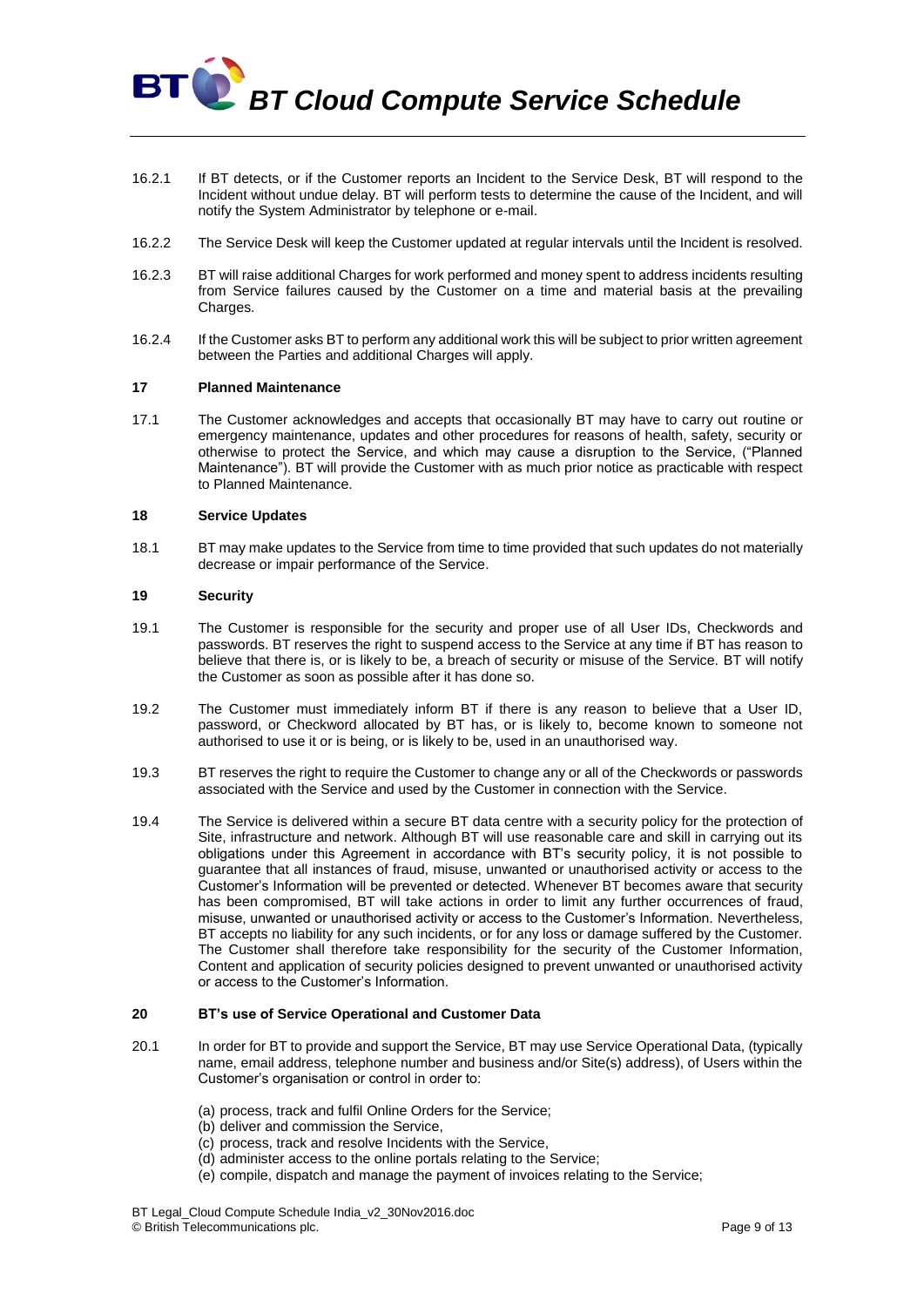16.2.1 If BT detects, or if the Customer reports an Incident to the Service Desk, BT will respond to the Incident without undue delay. BT will perform tests to determine the cause of the Incident, and will notify the System Administrator by telephone or e-mail.

16.2.2 The Service Desk will keep the Customer updated at regular intervals until the Incident is resolved.

16.2.3 BT will raise additional Charges for work performed and money spent to address incidents resulting from Service failures caused by the Customer on a time and material basis at the prevailing Charges.

16.2.4 If the Customer asks BT to perform any additional work this will be subject to prior written agreement between the Parties and additional Charges will apply.

## 17 Planned Maintenance

17.1 The Customer acknowledges and accepts that occasionally BT may have to carry out routine or emergency maintenance, updates and other procedures for reasons of health, safety, security or otherwise to protect the Service, and which may cause a disruption to the Service, ("Planned Maintenance"). BT will provide the Customer with as much prior notice as practicable with respect to Planned Maintenance.

## 18 Service Updates

18.1 BT may make updates to the Service from time to time provided that such updates do not materially decrease or impair performance of the Service.

## 19 Security

19.1 The Customer is responsible for the security and proper use of all User IDs, Checkwords and passwords. BT reserves the right to suspend access to the Service at any time if BT has reason to believe that there is, or is likely to be, a breach of security or misuse of the Service. BT will notify the Customer as soon as possible after it has done so.

19.2 The Customer must immediately inform BT if there is any reason to believe that a User ID, password, or Checkword allocated by BT has, or is likely to, become known to someone not authorised to use it or is being, or is likely to be, used in an unauthorised way.

19.3 BT reserves the right to require the Customer to change any or all of the Checkwords or passwords associated with the Service and used by the Customer in connection with the Service.

19.4 The Service is delivered within a secure BT data centre with a security policy for the protection of Site, infrastructure and network. Although BT will use reasonable care and skill in carrying out its obligations under this Agreement in accordance with BT's security policy, it is not possible to guarantee that all instances of fraud, misuse, unwanted or unauthorised activity or access to the Customer's Information will be prevented or detected. Whenever BT becomes aware that security has been compromised, BT will take actions in order to limit any further occurrences of fraud, misuse, unwanted or unauthorised activity or access to the Customer's Information. Nevertheless, BT accepts no liability for any such incidents, or for any loss or damage suffered by the Customer. The Customer shall therefore take responsibility for the security of the Customer Information, Content and application of security policies designed to prevent unwanted or unauthorised activity or access to the Customer's Information.

## 20 BT's use of Service Operational and Customer Data

20.1 In order for BT to provide and support the Service, BT may use Service Operational Data, (typically name, email address, telephone number and business and/or Site(s) address), of Users within the Customer's organisation or control in order to:

(a) process, track and fulfil Online Orders for the Service;
(b) deliver and commission the Service,
(c) process, track and resolve Incidents with the Service,
(d) administer access to the online portals relating to the Service;
(e) compile, dispatch and manage the payment of invoices relating to the Service;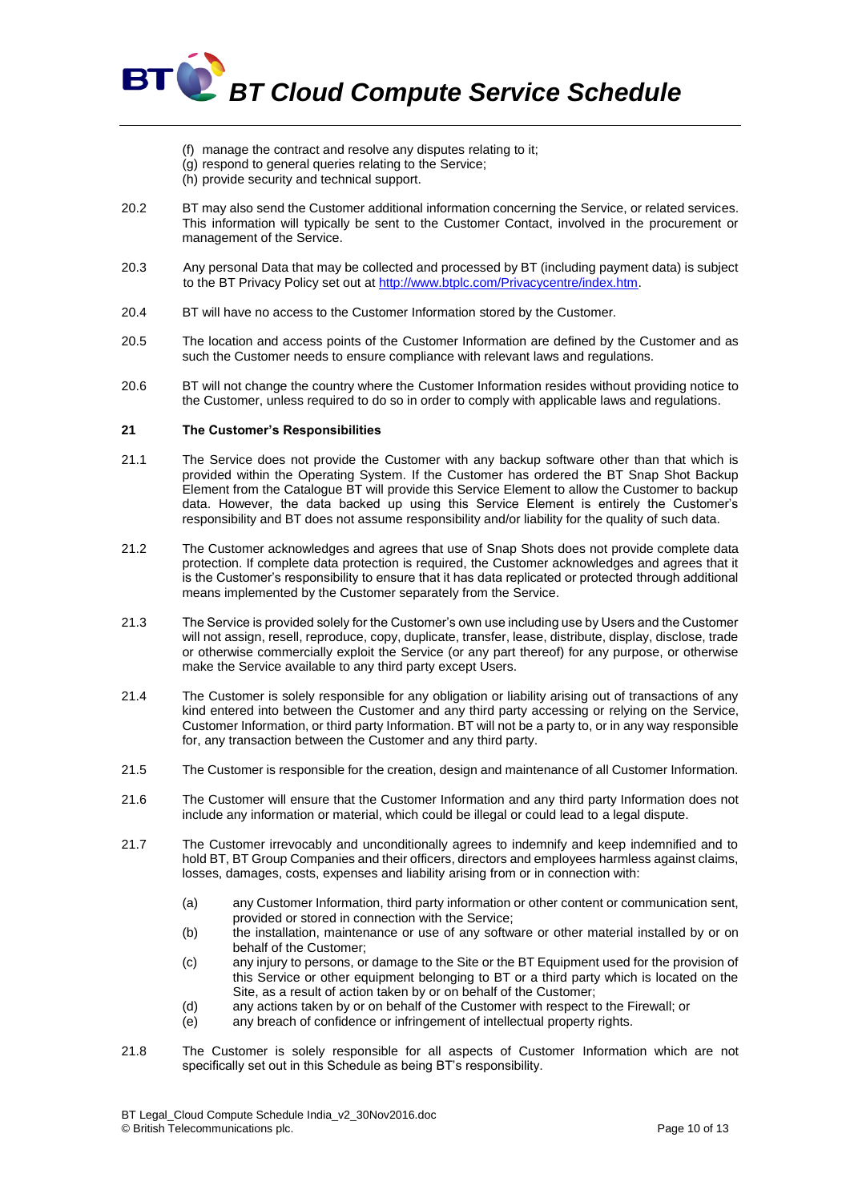(f) manage the contract and resolve any disputes relating to it;
(g) respond to general queries relating to the Service;
(h) provide security and technical support.

20.2 BT may also send the Customer additional information concerning the Service, or related services. This information will typically be sent to the Customer Contact, involved in the procurement or management of the Service.

20.3 Any personal Data that may be collected and processed by BT (including payment data) is subject to the BT Privacy Policy set out at http://www.btplc.com/Privacycentre/index.htm.

20.4 BT will have no access to the Customer Information stored by the Customer.

20.5 The location and access points of the Customer Information are defined by the Customer and as such the Customer needs to ensure compliance with relevant laws and regulations.

20.6 BT will not change the country where the Customer Information resides without providing notice to the Customer, unless required to do so in order to comply with applicable laws and regulations.

## 21 The Customer's Responsibilities

21.1 The Service does not provide the Customer with any backup software other than that which is provided within the Operating System. If the Customer has ordered the BT Snap Shot Backup Element from the Catalogue BT will provide this Service Element to allow the Customer to backup data. However, the data backed up using this Service Element is entirely the Customer's responsibility and BT does not assume responsibility and/or liability for the quality of such data.

21.2 The Customer acknowledges and agrees that use of Snap Shots does not provide complete data protection. If complete data protection is required, the Customer acknowledges and agrees that it is the Customer's responsibility to ensure that it has data replicated or protected through additional means implemented by the Customer separately from the Service.

21.3 The Service is provided solely for the Customer's own use including use by Users and the Customer will not assign, resell, reproduce, copy, duplicate, transfer, lease, distribute, display, disclose, trade or otherwise commercially exploit the Service (or any part thereof) for any purpose, or otherwise make the Service available to any third party except Users.

21.4 The Customer is solely responsible for any obligation or liability arising out of transactions of any kind entered into between the Customer and any third party accessing or relying on the Service, Customer Information, or third party Information. BT will not be a party to, or in any way responsible for, any transaction between the Customer and any third party.

21.5 The Customer is responsible for the creation, design and maintenance of all Customer Information.

21.6 The Customer will ensure that the Customer Information and any third party Information does not include any information or material, which could be illegal or could lead to a legal dispute.

21.7 The Customer irrevocably and unconditionally agrees to indemnify and keep indemnified and to hold BT, BT Group Companies and their officers, directors and employees harmless against claims, losses, damages, costs, expenses and liability arising from or in connection with:

(a) any Customer Information, third party information or other content or communication sent, provided or stored in connection with the Service;
(b) the installation, maintenance or use of any software or other material installed by or on behalf of the Customer;
(c) any injury to persons, or damage to the Site or the BT Equipment used for the provision of this Service or other equipment belonging to BT or a third party which is located on the Site, as a result of action taken by or on behalf of the Customer;
(d) any actions taken by or on behalf of the Customer with respect to the Firewall; or
(e) any breach of confidence or infringement of intellectual property rights.

21.8 The Customer is solely responsible for all aspects of Customer Information which are not specifically set out in this Schedule as being BT's responsibility.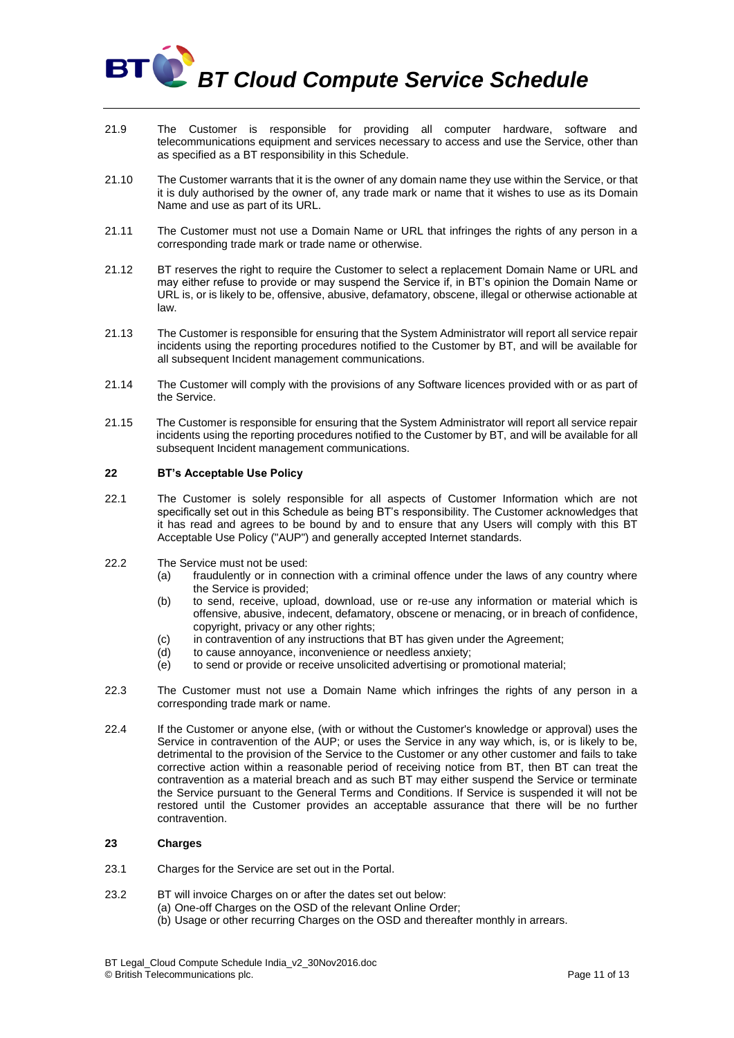21.9 The Customer is responsible for providing all computer hardware, software and telecommunications equipment and services necessary to access and use the Service, other than as specified as a BT responsibility in this Schedule.

21.10 The Customer warrants that it is the owner of any domain name they use within the Service, or that it is duly authorised by the owner of, any trade mark or name that it wishes to use as its Domain Name and use as part of its URL.

21.11 The Customer must not use a Domain Name or URL that infringes the rights of any person in a corresponding trade mark or trade name or otherwise.

21.12 BT reserves the right to require the Customer to select a replacement Domain Name or URL and may either refuse to provide or may suspend the Service if, in BT's opinion the Domain Name or URL is, or is likely to be, offensive, abusive, defamatory, obscene, illegal or otherwise actionable at law.

21.13 The Customer is responsible for ensuring that the System Administrator will report all service repair incidents using the reporting procedures notified to the Customer by BT, and will be available for all subsequent Incident management communications.

21.14 The Customer will comply with the provisions of any Software licences provided with or as part of the Service.

21.15 The Customer is responsible for ensuring that the System Administrator will report all service repair incidents using the reporting procedures notified to the Customer by BT, and will be available for all subsequent Incident management communications.

## 22 BT's Acceptable Use Policy

22.1 The Customer is solely responsible for all aspects of Customer Information which are not specifically set out in this Schedule as being BT's responsibility. The Customer acknowledges that it has read and agrees to be bound by and to ensure that any Users will comply with this BT Acceptable Use Policy ("AUP") and generally accepted Internet standards.

22.2 The Service must not be used:

(a) fraudulently or in connection with a criminal offence under the laws of any country where the Service is provided;

(b) to send, receive, upload, download, use or re-use any information or material which is offensive, abusive, indecent, defamatory, obscene or menacing, or in breach of confidence, copyright, privacy or any other rights;

(c) in contravention of any instructions that BT has given under the Agreement;

(d) to cause annoyance, inconvenience or needless anxiety;

(e) to send or provide or receive unsolicited advertising or promotional material;

22.3 The Customer must not use a Domain Name which infringes the rights of any person in a corresponding trade mark or name.

22.4 If the Customer or anyone else, (with or without the Customer's knowledge or approval) uses the Service in contravention of the AUP; or uses the Service in any way which, is, or is likely to be, detrimental to the provision of the Service to the Customer or any other customer and fails to take corrective action within a reasonable period of receiving notice from BT, then BT can treat the contravention as a material breach and as such BT may either suspend the Service or terminate the Service pursuant to the General Terms and Conditions. If Service is suspended it will not be restored until the Customer provides an acceptable assurance that there will be no further contravention.

## 23 Charges

23.1 Charges for the Service are set out in the Portal.

23.2 BT will invoice Charges on or after the dates set out below:

(a) One-off Charges on the OSD of the relevant Online Order;

(b) Usage or other recurring Charges on the OSD and thereafter monthly in arrears.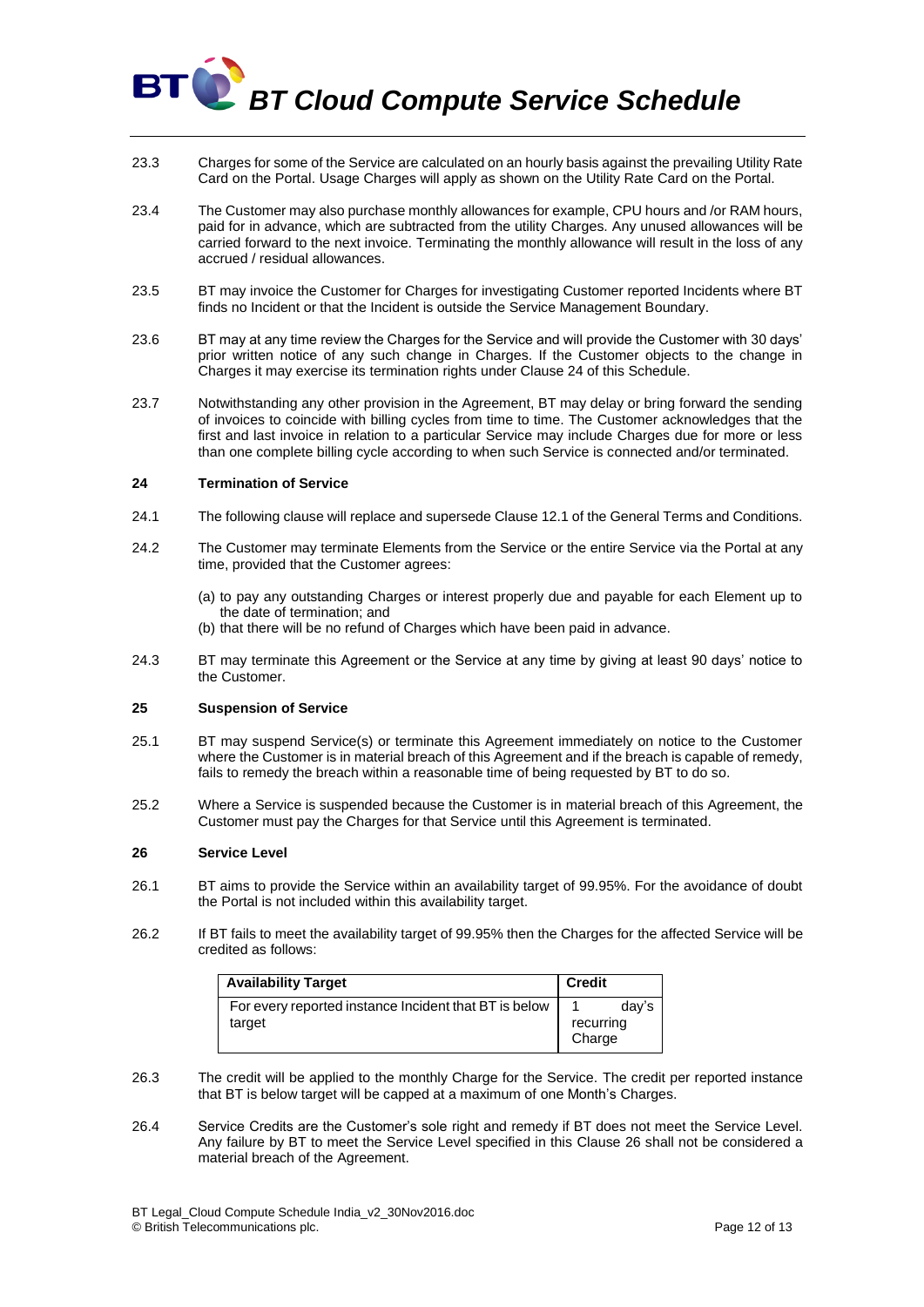23.3 Charges for some of the Service are calculated on an hourly basis against the prevailing Utility Rate Card on the Portal. Usage Charges will apply as shown on the Utility Rate Card on the Portal.

23.4 The Customer may also purchase monthly allowances for example, CPU hours and /or RAM hours, paid for in advance, which are subtracted from the utility Charges. Any unused allowances will be carried forward to the next invoice. Terminating the monthly allowance will result in the loss of any accrued / residual allowances.

23.5 BT may invoice the Customer for Charges for investigating Customer reported Incidents where BT finds no Incident or that the Incident is outside the Service Management Boundary.

23.6 BT may at any time review the Charges for the Service and will provide the Customer with 30 days' prior written notice of any such change in Charges. If the Customer objects to the change in Charges it may exercise its termination rights under Clause 24 of this Schedule.

23.7 Notwithstanding any other provision in the Agreement, BT may delay or bring forward the sending of invoices to coincide with billing cycles from time to time. The Customer acknowledges that the first and last invoice in relation to a particular Service may include Charges due for more or less than one complete billing cycle according to when such Service is connected and/or terminated.

## 24 Termination of Service

24.1 The following clause will replace and supersede Clause 12.1 of the General Terms and Conditions.

24.2 The Customer may terminate Elements from the Service or the entire Service via the Portal at any time, provided that the Customer agrees:

(a) to pay any outstanding Charges or interest properly due and payable for each Element up to the date of termination; and
(b) that there will be no refund of Charges which have been paid in advance.

24.3 BT may terminate this Agreement or the Service at any time by giving at least 90 days' notice to the Customer.

## 25 Suspension of Service

25.1 BT may suspend Service(s) or terminate this Agreement immediately on notice to the Customer where the Customer is in material breach of this Agreement and if the breach is capable of remedy, fails to remedy the breach within a reasonable time of being requested by BT to do so.

25.2 Where a Service is suspended because the Customer is in material breach of this Agreement, the Customer must pay the Charges for that Service until this Agreement is terminated.

## 26 Service Level

26.1 BT aims to provide the Service within an availability target of 99.95%. For the avoidance of doubt the Portal is not included within this availability target.

26.2 If BT fails to meet the availability target of 99.95% then the Charges for the affected Service will be credited as follows:

| Availability Target | Credit |
|---|---|
| For every reported instance Incident that BT is below target | 1 day's recurring Charge |

26.3 The credit will be applied to the monthly Charge for the Service. The credit per reported instance that BT is below target will be capped at a maximum of one Month's Charges.

26.4 Service Credits are the Customer's sole right and remedy if BT does not meet the Service Level. Any failure by BT to meet the Service Level specified in this Clause 26 shall not be considered a material breach of the Agreement.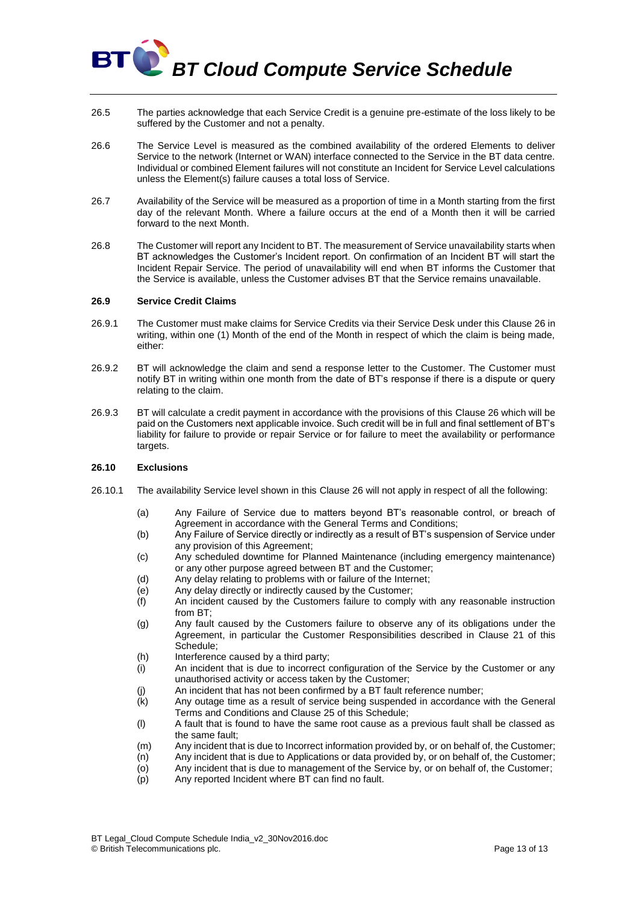26.5 The parties acknowledge that each Service Credit is a genuine pre-estimate of the loss likely to be suffered by the Customer and not a penalty.

26.6 The Service Level is measured as the combined availability of the ordered Elements to deliver Service to the network (Internet or WAN) interface connected to the Service in the BT data centre. Individual or combined Element failures will not constitute an Incident for Service Level calculations unless the Element(s) failure causes a total loss of Service.

26.7 Availability of the Service will be measured as a proportion of time in a Month starting from the first day of the relevant Month. Where a failure occurs at the end of a Month then it will be carried forward to the next Month.

26.8 The Customer will report any Incident to BT. The measurement of Service unavailability starts when BT acknowledges the Customer's Incident report. On confirmation of an Incident BT will start the Incident Repair Service. The period of unavailability will end when BT informs the Customer that the Service is available, unless the Customer advises BT that the Service remains unavailable.

**26.9 Service Credit Claims**

26.9.1 The Customer must make claims for Service Credits via their Service Desk under this Clause 26 in writing, within one (1) Month of the end of the Month in respect of which the claim is being made, either:

26.9.2 BT will acknowledge the claim and send a response letter to the Customer. The Customer must notify BT in writing within one month from the date of BT's response if there is a dispute or query relating to the claim.

26.9.3 BT will calculate a credit payment in accordance with the provisions of this Clause 26 which will be paid on the Customers next applicable invoice. Such credit will be in full and final settlement of BT's liability for failure to provide or repair Service or for failure to meet the availability or performance targets.

**26.10 Exclusions**

26.10.1 The availability Service level shown in this Clause 26 will not apply in respect of all the following:

(a) Any Failure of Service due to matters beyond BT's reasonable control, or breach of Agreement in accordance with the General Terms and Conditions;

(b) Any Failure of Service directly or indirectly as a result of BT's suspension of Service under any provision of this Agreement;

(c) Any scheduled downtime for Planned Maintenance (including emergency maintenance) or any other purpose agreed between BT and the Customer;

(d) Any delay relating to problems with or failure of the Internet;

(e) Any delay directly or indirectly caused by the Customer;

(f) An incident caused by the Customers failure to comply with any reasonable instruction from BT;

(g) Any fault caused by the Customers failure to observe any of its obligations under the Agreement, in particular the Customer Responsibilities described in Clause 21 of this Schedule;

(h) Interference caused by a third party;

(i) An incident that is due to incorrect configuration of the Service by the Customer or any unauthorised activity or access taken by the Customer;

(j) An incident that has not been confirmed by a BT fault reference number;

(k) Any outage time as a result of service being suspended in accordance with the General Terms and Conditions and Clause 25 of this Schedule;

(l) A fault that is found to have the same root cause as a previous fault shall be classed as the same fault;

(m) Any incident that is due to Incorrect information provided by, or on behalf of, the Customer;

(n) Any incident that is due to Applications or data provided by, or on behalf of, the Customer;

(o) Any incident that is due to management of the Service by, or on behalf of, the Customer;

(p) Any reported Incident where BT can find no fault.